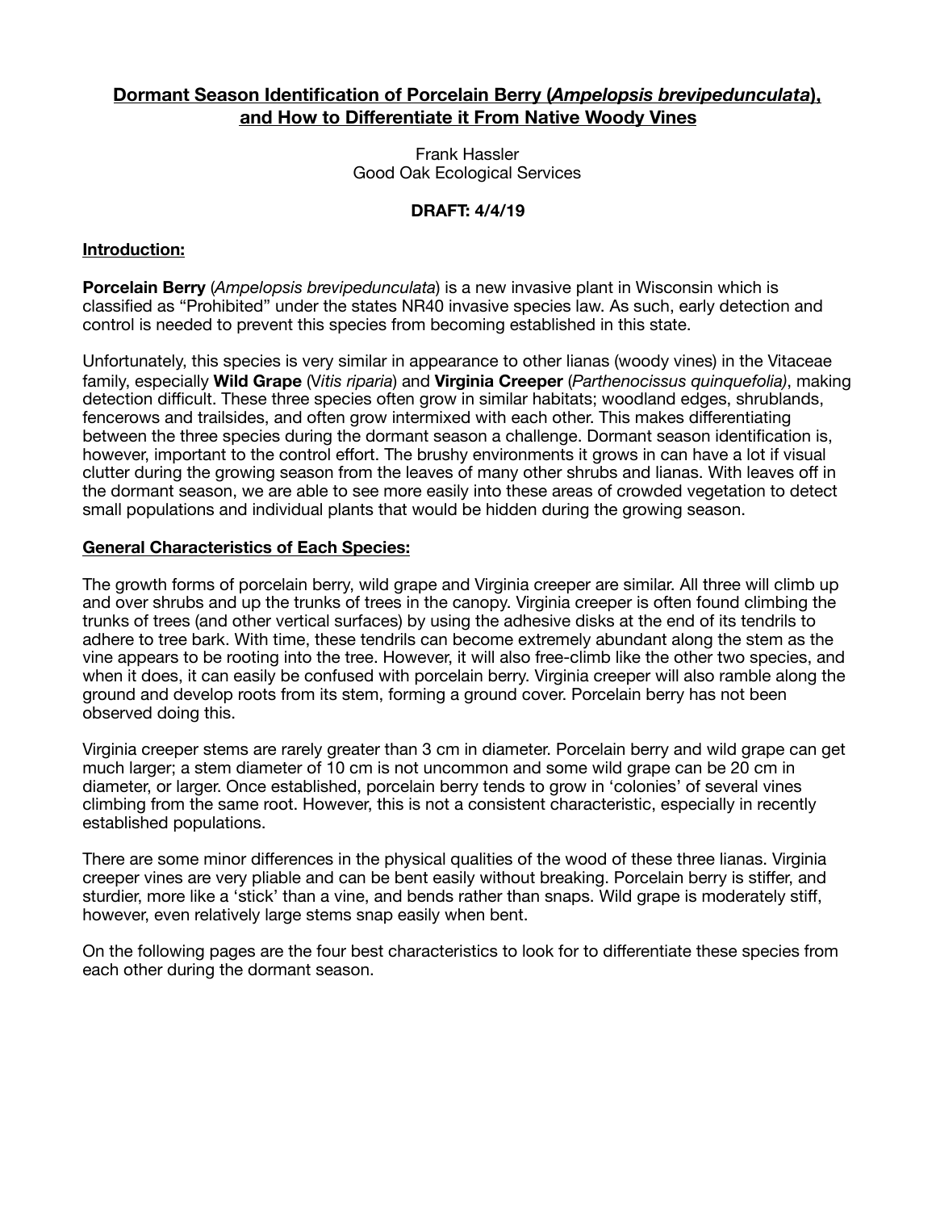# **Dormant Season Identification of Porcelain Berry (*Ampelopsis brevipedunculata*), and How to Differentiate it From Native Woody Vines**

Frank Hassler
Good Oak Ecological Services

**DRAFT: 4/4/19**

## Introduction:

**Porcelain Berry** (*Ampelopsis brevipedunculata*) is a new invasive plant in Wisconsin which is classified as "Prohibited" under the states NR40 invasive species law. As such, early detection and control is needed to prevent this species from becoming established in this state.

Unfortunately, this species is very similar in appearance to other lianas (woody vines) in the Vitaceae family, especially **Wild Grape** (V*itis riparia*) and **Virginia Creeper** (*Parthenocissus quinquefolia)*, making detection difficult. These three species often grow in similar habitats; woodland edges, shrublands, fencerows and trailsides, and often grow intermixed with each other. This makes differentiating between the three species during the dormant season a challenge. Dormant season identification is, however, important to the control effort. The brushy environments it grows in can have a lot if visual clutter during the growing season from the leaves of many other shrubs and lianas. With leaves off in the dormant season, we are able to see more easily into these areas of crowded vegetation to detect small populations and individual plants that would be hidden during the growing season.

## General Characteristics of Each Species:

The growth forms of porcelain berry, wild grape and Virginia creeper are similar. All three will climb up and over shrubs and up the trunks of trees in the canopy. Virginia creeper is often found climbing the trunks of trees (and other vertical surfaces) by using the adhesive disks at the end of its tendrils to adhere to tree bark. With time, these tendrils can become extremely abundant along the stem as the vine appears to be rooting into the tree. However, it will also free-climb like the other two species, and when it does, it can easily be confused with porcelain berry. Virginia creeper will also ramble along the ground and develop roots from its stem, forming a ground cover. Porcelain berry has not been observed doing this.

Virginia creeper stems are rarely greater than 3 cm in diameter. Porcelain berry and wild grape can get much larger; a stem diameter of 10 cm is not uncommon and some wild grape can be 20 cm in diameter, or larger. Once established, porcelain berry tends to grow in 'colonies' of several vines climbing from the same root. However, this is not a consistent characteristic, especially in recently established populations.

There are some minor differences in the physical qualities of the wood of these three lianas. Virginia creeper vines are very pliable and can be bent easily without breaking. Porcelain berry is stiffer, and sturdier, more like a 'stick' than a vine, and bends rather than snaps. Wild grape is moderately stiff, however, even relatively large stems snap easily when bent.

On the following pages are the four best characteristics to look for to differentiate these species from each other during the dormant season.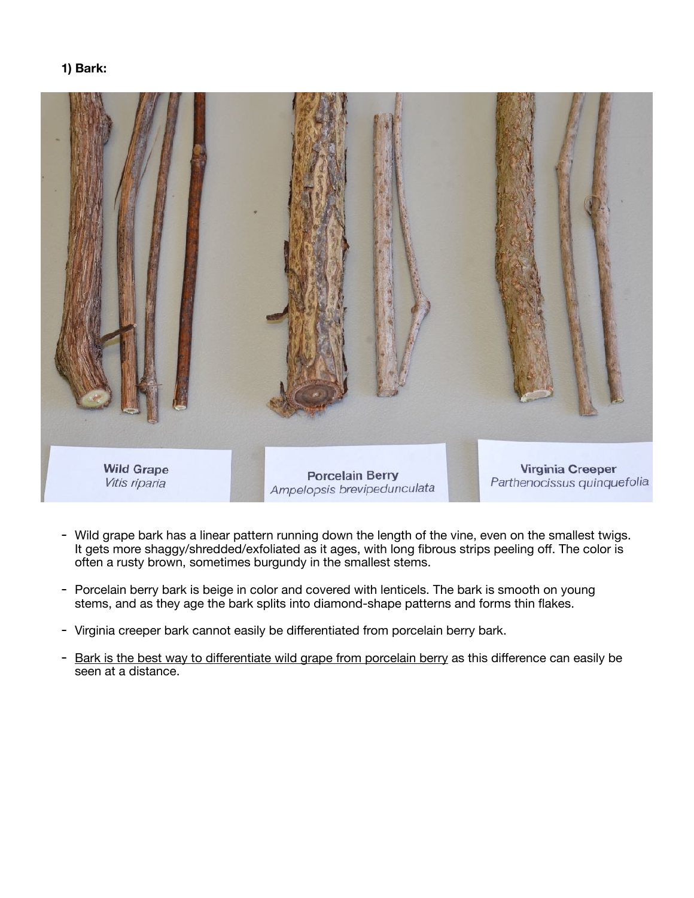**1) Bark:**

Wild Grape
*Vitis riparia*

Porcelain Berry
*Ampelopsis brevipedunculata*

Virginia Creeper
*Parthenocissus quinquefolia*

- Wild grape bark has a linear pattern running down the length of the vine, even on the smallest twigs. It gets more shaggy/shredded/exfoliated as it ages, with long fibrous strips peeling off. The color is often a rusty brown, sometimes burgundy in the smallest stems.
- Porcelain berry bark is beige in color and covered with lenticels. The bark is smooth on young stems, and as they age the bark splits into diamond-shape patterns and forms thin flakes.
- Virginia creeper bark cannot easily be differentiated from porcelain berry bark.
- <u>Bark is the best way to differentiate wild grape from porcelain berry</u> as this difference can easily be seen at a distance.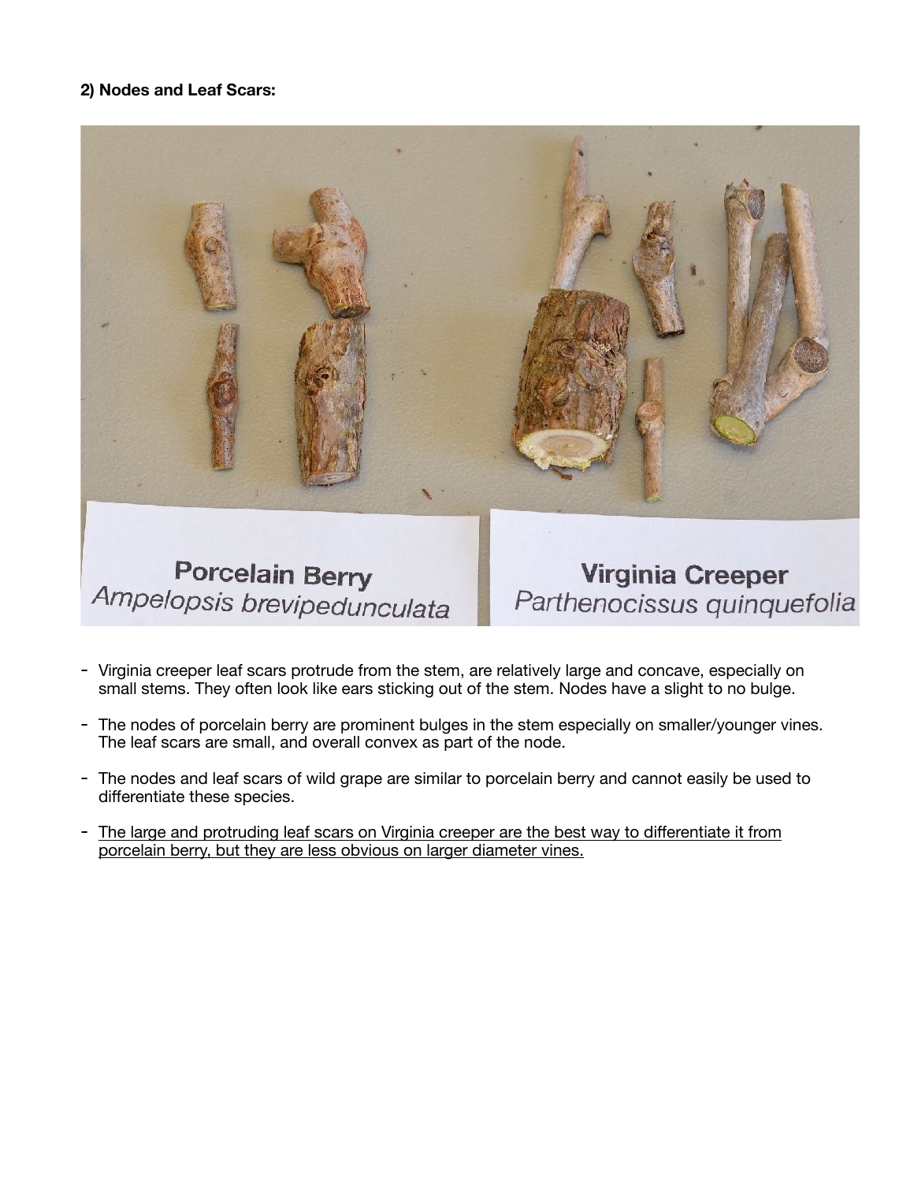**2) Nodes and Leaf Scars:**

- Virginia creeper leaf scars protrude from the stem, are relatively large and concave, especially on small stems. They often look like ears sticking out of the stem. Nodes have a slight to no bulge.
- The nodes of porcelain berry are prominent bulges in the stem especially on smaller/younger vines. The leaf scars are small, and overall convex as part of the node.
- The nodes and leaf scars of wild grape are similar to porcelain berry and cannot easily be used to differentiate these species.
- <u>The large and protruding leaf scars on Virginia creeper are the best way to differentiate it from porcelain berry, but they are less obvious on larger diameter vines.</u>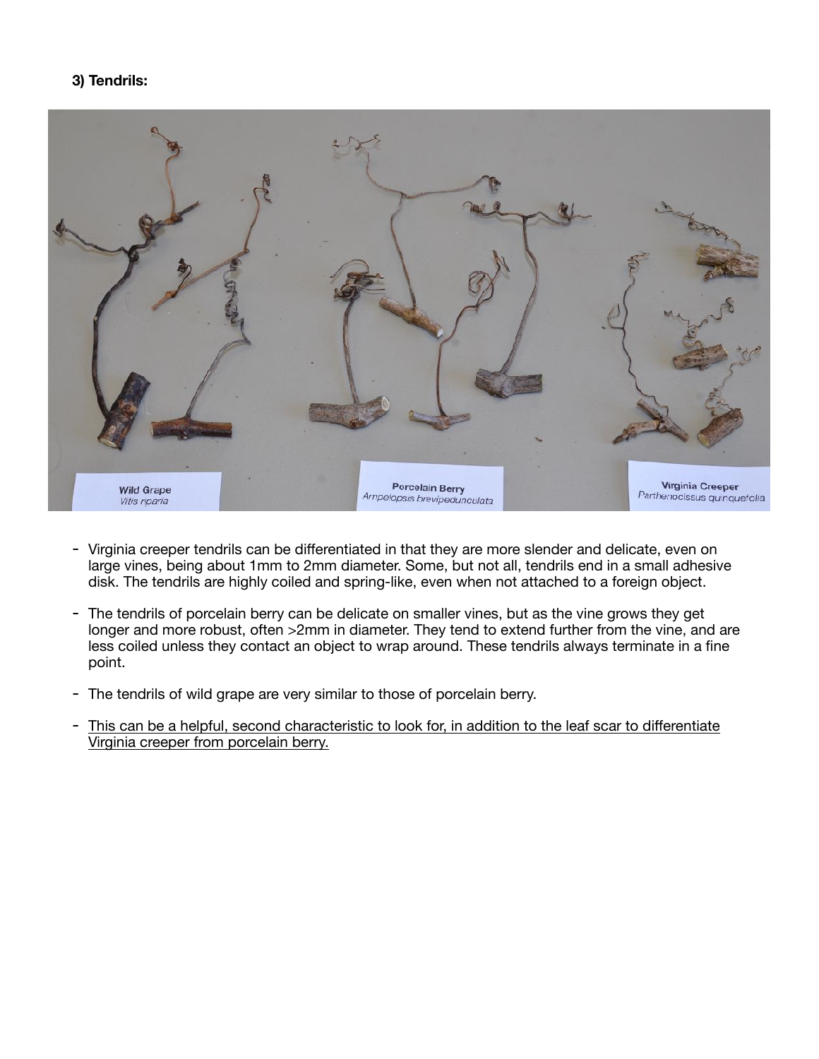**3) Tendrils:**

- Virginia creeper tendrils can be differentiated in that they are more slender and delicate, even on large vines, being about 1mm to 2mm diameter. Some, but not all, tendrils end in a small adhesive disk. The tendrils are highly coiled and spring-like, even when not attached to a foreign object.
- The tendrils of porcelain berry can be delicate on smaller vines, but as the vine grows they get longer and more robust, often >2mm in diameter. They tend to extend further from the vine, and are less coiled unless they contact an object to wrap around. These tendrils always terminate in a fine point.
- The tendrils of wild grape are very similar to those of porcelain berry.
- <u>This can be a helpful, second characteristic to look for, in addition to the leaf scar to differentiate Virginia creeper from porcelain berry.</u>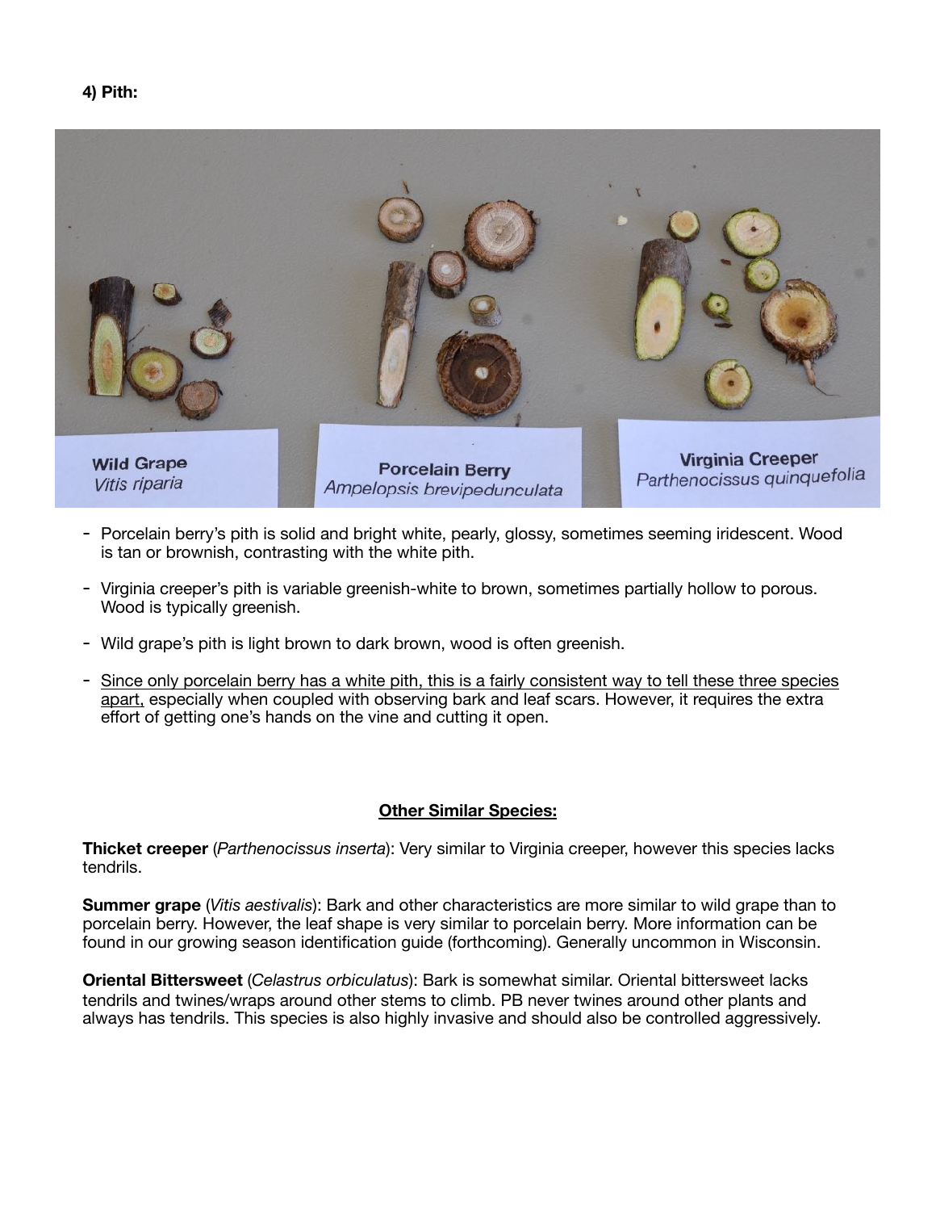**4) Pith:**

Wild Grape
*Vitis riparia*

Porcelain Berry
*Ampelopsis brevipedunculata*

Virginia Creeper
*Parthenocissus quinquefolia*

- Porcelain berry's pith is solid and bright white, pearly, glossy, sometimes seeming iridescent. Wood is tan or brownish, contrasting with the white pith.
- Virginia creeper's pith is variable greenish-white to brown, sometimes partially hollow to porous. Wood is typically greenish.
- Wild grape's pith is light brown to dark brown, wood is often greenish.
- Since only porcelain berry has a white pith, this is a fairly consistent way to tell these three species apart, especially when coupled with observing bark and leaf scars. However, it requires the extra effort of getting one's hands on the vine and cutting it open.

## Other Similar Species:

**Thicket creeper** (*Parthenocissus inserta*): Very similar to Virginia creeper, however this species lacks tendrils.

**Summer grape** (*Vitis aestivalis*): Bark and other characteristics are more similar to wild grape than to porcelain berry. However, the leaf shape is very similar to porcelain berry. More information can be found in our growing season identification guide (forthcoming). Generally uncommon in Wisconsin.

**Oriental Bittersweet** (*Celastrus orbiculatus*): Bark is somewhat similar. Oriental bittersweet lacks tendrils and twines/wraps around other stems to climb. PB never twines around other plants and always has tendrils. This species is also highly invasive and should also be controlled aggressively.